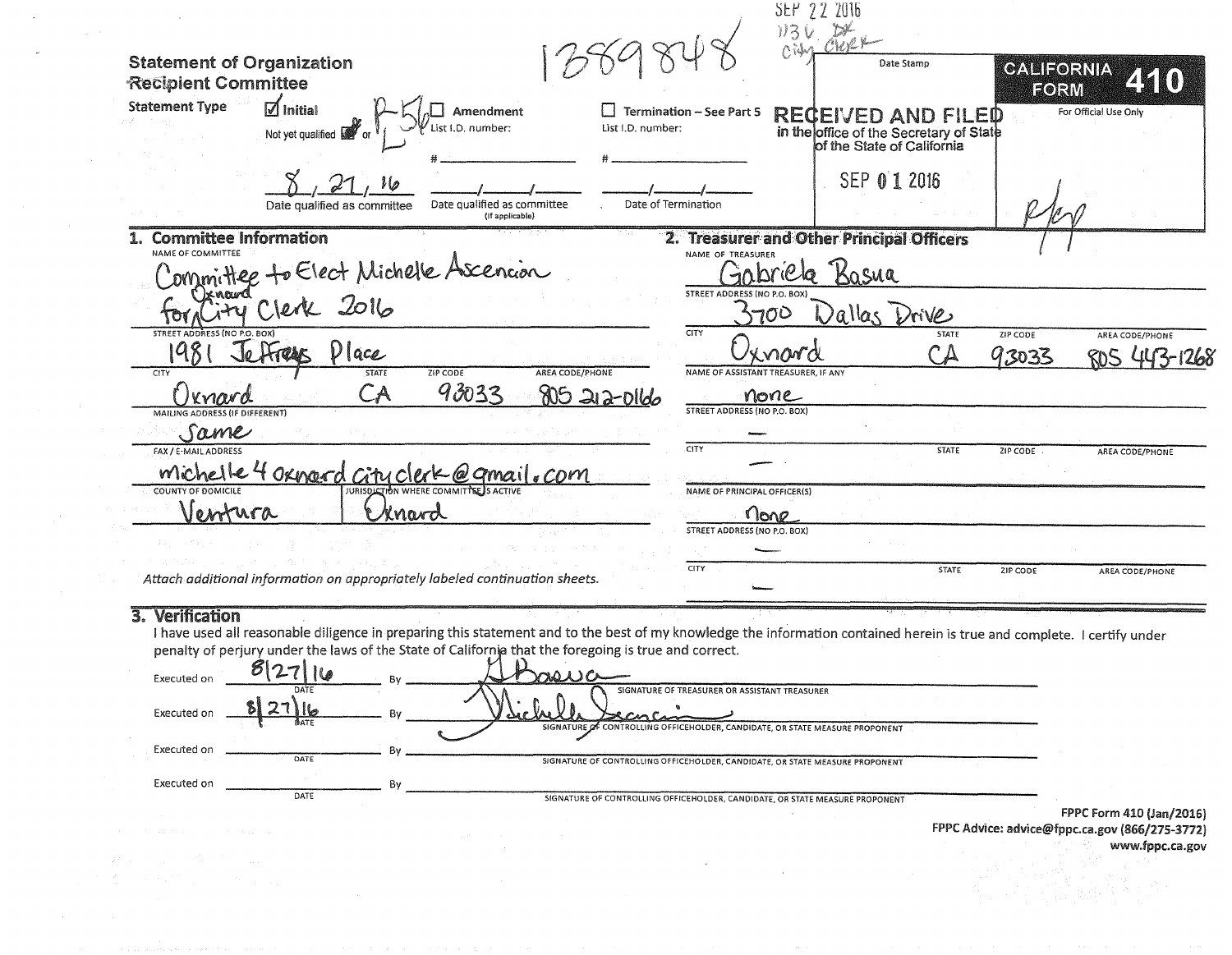# Statement of Organization
## Recipient Committee

**CALIFORNIA FORM 410**

For Official Use Only

1389848

SEP 22 2016
1136 DK City Clerk

Date Stamp

**RECEIVED AND FILED** in the office of the Secretary of State of the State of California

SEP 01 2016

**Statement Type** ☑ Initial  Not yet qualified ☑ or ☐  ☐ Amendment  ☐ Termination – See Part 5

List I.D. number: # ______  List I.D. number: # ______

8/27/16 — Date qualified as committee

__/__/__ — Date qualified as committee (if applicable)

__/__/__ — Date of Termination

## 1. Committee Information

**NAME OF COMMITTEE:** Committee to Elect Michelle Ascencion for Oxnard City Clerk 2016

**STREET ADDRESS (NO P.O. BOX):** 1981 Jeffreys Place

| CITY | STATE | ZIP CODE | AREA CODE/PHONE |
|---|---|---|---|
| Oxnard | CA | 93033 | 805 212-0166 |

**MAILING ADDRESS (IF DIFFERENT):** Same

**FAX / E-MAIL ADDRESS:** michelle4oxnardcityclerk@gmail.com

| COUNTY OF DOMICILE | JURISDICTION WHERE COMMITTEE IS ACTIVE |
|---|---|
| Ventura | Oxnard |

*Attach additional information on appropriately labeled continuation sheets.*

## 2. Treasurer and Other Principal Officers

**NAME OF TREASURER:** Gabriela Basua

**STREET ADDRESS (NO P.O. BOX):** 3700 Dallas Drive

| CITY | STATE | ZIP CODE | AREA CODE/PHONE |
|---|---|---|---|
| Oxnard | CA | 93033 | 805 443-1268 |

**NAME OF ASSISTANT TREASURER, IF ANY:** none

**STREET ADDRESS (NO P.O. BOX):** —

| CITY | STATE | ZIP CODE | AREA CODE/PHONE |
|---|---|---|---|
| — | | | |

**NAME OF PRINCIPAL OFFICER(S):** none

**STREET ADDRESS (NO P.O. BOX):** —

| CITY | STATE | ZIP CODE | AREA CODE/PHONE |
|---|---|---|---|
| — | | | |

## 3. Verification

I have used all reasonable diligence in preparing this statement and to the best of my knowledge the information contained herein is true and complete. I certify under penalty of perjury under the laws of the State of California that the foregoing is true and correct.

Executed on 8/27/16 (DATE) By G Basua — SIGNATURE OF TREASURER OR ASSISTANT TREASURER

Executed on 8/27/16 (DATE) By Michelle Ascencion — SIGNATURE OF CONTROLLING OFFICEHOLDER, CANDIDATE, OR STATE MEASURE PROPONENT

Executed on ______ (DATE) By ______ — SIGNATURE OF CONTROLLING OFFICEHOLDER, CANDIDATE, OR STATE MEASURE PROPONENT

Executed on ______ (DATE) By ______ — SIGNATURE OF CONTROLLING OFFICEHOLDER, CANDIDATE, OR STATE MEASURE PROPONENT

FPPC Form 410 (Jan/2016)
FPPC Advice: advice@fppc.ca.gov (866/275-3772)
www.fppc.ca.gov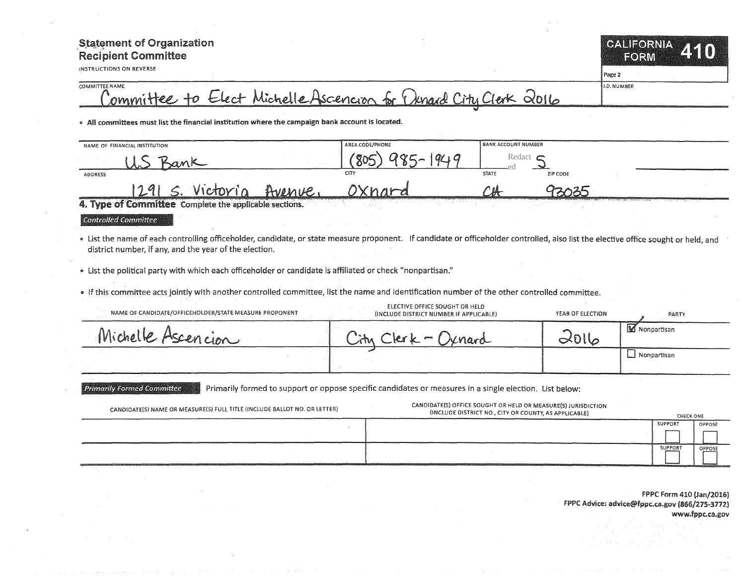## Statement of Organization
## Recipient Committee

INSTRUCTIONS ON REVERSE

**CALIFORNIA FORM 410**

Page 2

| COMMITTEE NAME | I.D. NUMBER |
|---|---|
| Committee to Elect Michelle Ascencion for Oxnard City Clerk 2016 | |

- **All committees must list the financial institution where the campaign bank account is located.**

| NAME OF FINANCIAL INSTITUTION | AREA CODE/PHONE | BANK ACCOUNT NUMBER | |
|---|---|---|---|
| U.S Bank | (805) 985-1949 | Redacted 5 | |
| **ADDRESS** | **CITY** | **STATE** | **ZIP CODE** |
| 1291 S. Victoria Avenue, | Oxnard | CA | 93035 |

### 4. Type of Committee
Complete the applicable sections.

*Controlled Committee*

- List the name of each controlling officeholder, candidate, or state measure proponent. If candidate or officeholder controlled, also list the elective office sought or held, and district number, if any, and the year of the election.
- List the political party with which each officeholder or candidate is affiliated or check "nonpartisan."
- If this committee acts jointly with another controlled committee, list the name and identification number of the other controlled committee.

| NAME OF CANDIDATE/OFFICEHOLDER/STATE MEASURE PROPONENT | ELECTIVE OFFICE SOUGHT OR HELD (INCLUDE DISTRICT NUMBER IF APPLICABLE) | YEAR OF ELECTION | PARTY |
|---|---|---|---|
| Michelle Ascencion | City Clerk - Oxnard | 2016 | ☑ Nonpartisan |
| | | | ☐ Nonpartisan |

*Primarily Formed Committee*

Primarily formed to support or oppose specific candidates or measures in a single election. List below:

| CANDIDATE(S) NAME OR MEASURE(S) FULL TITLE (INCLUDE BALLOT NO. OR LETTER) | CANDIDATE(S) OFFICE SOUGHT OR HELD OR MEASURE(S) JURISDICTION (INCLUDE DISTRICT NO., CITY OR COUNTY, AS APPLICABLE) | CHECK ONE: SUPPORT | CHECK ONE: OPPOSE |
|---|---|---|---|
| | | ☐ | ☐ |
| | | ☐ | ☐ |

FPPC Form 410 (Jan/2016)
FPPC Advice: advice@fppc.ca.gov (866/275-3772)
www.fppc.ca.gov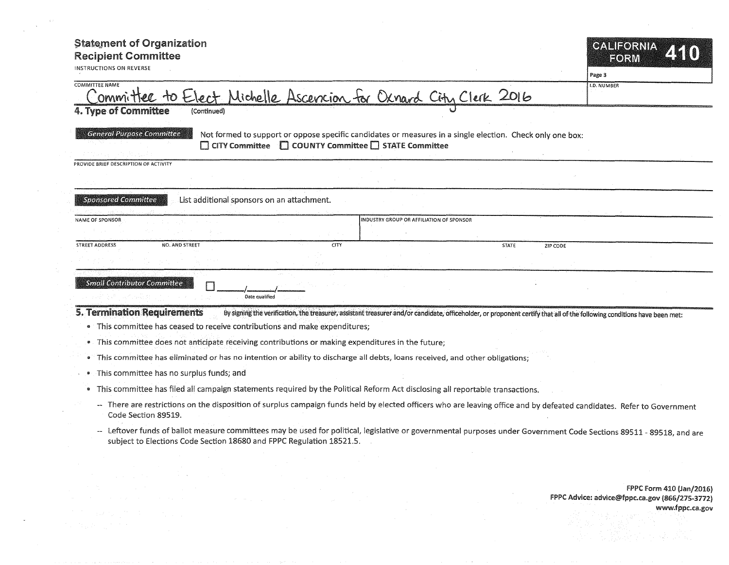**Statement of Organization**
**Recipient Committee**

INSTRUCTIONS ON REVERSE

**CALIFORNIA FORM 410**

Page 3

COMMITTEE NAME

Committee to Elect Michelle Ascencion for Oxnard City Clerk 2016

I.D. NUMBER

## 4. Type of Committee (Continued)

**General Purpose Committee** Not formed to support or oppose specific candidates or measures in a single election. Check only one box:

☐ **CITY Committee** ☐ **COUNTY Committee** ☐ **STATE Committee**

PROVIDE BRIEF DESCRIPTION OF ACTIVITY

**Sponsored Committee** List additional sponsors on an attachment.

| NAME OF SPONSOR | INDUSTRY GROUP OR AFFILIATION OF SPONSOR | | |
|---|---|---|---|
| | | | |

| STREET ADDRESS NO. AND STREET | CITY | STATE | ZIP CODE |
|---|---|---|---|
| | | | |

**Small Contributor Committee** ☐ \_\_\_\_/\_\_\_\_/\_\_\_\_ Date qualified

## 5. Termination Requirements

By signing the verification, the treasurer, assistant treasurer and/or candidate, officeholder, or proponent certify that all of the following conditions have been met:

- This committee has ceased to receive contributions and make expenditures;
- This committee does not anticipate receiving contributions or making expenditures in the future;
- This committee has eliminated or has no intention or ability to discharge all debts, loans received, and other obligations;
- This committee has no surplus funds; and
- This committee has filed all campaign statements required by the Political Reform Act disclosing all reportable transactions.
  - -- There are restrictions on the disposition of surplus campaign funds held by elected officers who are leaving office and by defeated candidates. Refer to Government Code Section 89519.
  - -- Leftover funds of ballot measure committees may be used for political, legislative or governmental purposes under Government Code Sections 89511 - 89518, and are subject to Elections Code Section 18680 and FPPC Regulation 18521.5.

FPPC Form 410 (Jan/2016)
FPPC Advice: advice@fppc.ca.gov (866/275-3772)
www.fppc.ca.gov